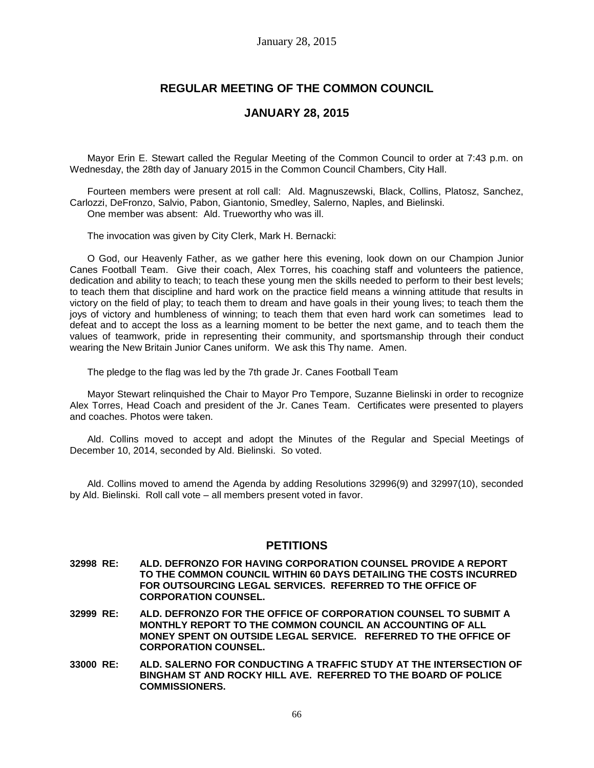# REGULAR MEETING OF THE COMMON COUNCIL

## JANUARY 28, 2015

Mayor Erin E. Stewart called the Regular Meeting of the Common Council to order at 7:43 p.m. on Wednesday, the 28th day of January 2015 in the Common Council Chambers, City Hall.

Fourteen members were present at roll call: Ald. Magnuszewski, Black, Collins, Platosz, Sanchez, Carlozzi, DeFronzo, Salvio, Pabon, Giantonio, Smedley, Salerno, Naples, and Bielinski.
One member was absent: Ald. Trueworthy who was ill.

The invocation was given by City Clerk, Mark H. Bernacki:

O God, our Heavenly Father, as we gather here this evening, look down on our Champion Junior Canes Football Team. Give their coach, Alex Torres, his coaching staff and volunteers the patience, dedication and ability to teach; to teach these young men the skills needed to perform to their best levels; to teach them that discipline and hard work on the practice field means a winning attitude that results in victory on the field of play; to teach them to dream and have goals in their young lives; to teach them the joys of victory and humbleness of winning; to teach them that even hard work can sometimes lead to defeat and to accept the loss as a learning moment to be better the next game, and to teach them the values of teamwork, pride in representing their community, and sportsmanship through their conduct wearing the New Britain Junior Canes uniform. We ask this Thy name. Amen.

The pledge to the flag was led by the 7th grade Jr. Canes Football Team

Mayor Stewart relinquished the Chair to Mayor Pro Tempore, Suzanne Bielinski in order to recognize Alex Torres, Head Coach and president of the Jr. Canes Team. Certificates were presented to players and coaches. Photos were taken.

Ald. Collins moved to accept and adopt the Minutes of the Regular and Special Meetings of December 10, 2014, seconded by Ald. Bielinski. So voted.

Ald. Collins moved to amend the Agenda by adding Resolutions 32996(9) and 32997(10), seconded by Ald. Bielinski. Roll call vote – all members present voted in favor.

## PETITIONS

**32998 RE: ALD. DEFRONZO FOR HAVING CORPORATION COUNSEL PROVIDE A REPORT TO THE COMMON COUNCIL WITHIN 60 DAYS DETAILING THE COSTS INCURRED FOR OUTSOURCING LEGAL SERVICES. REFERRED TO THE OFFICE OF CORPORATION COUNSEL.**

**32999 RE: ALD. DEFRONZO FOR THE OFFICE OF CORPORATION COUNSEL TO SUBMIT A MONTHLY REPORT TO THE COMMON COUNCIL AN ACCOUNTING OF ALL MONEY SPENT ON OUTSIDE LEGAL SERVICE. REFERRED TO THE OFFICE OF CORPORATION COUNSEL.**

**33000 RE: ALD. SALERNO FOR CONDUCTING A TRAFFIC STUDY AT THE INTERSECTION OF BINGHAM ST AND ROCKY HILL AVE. REFERRED TO THE BOARD OF POLICE COMMISSIONERS.**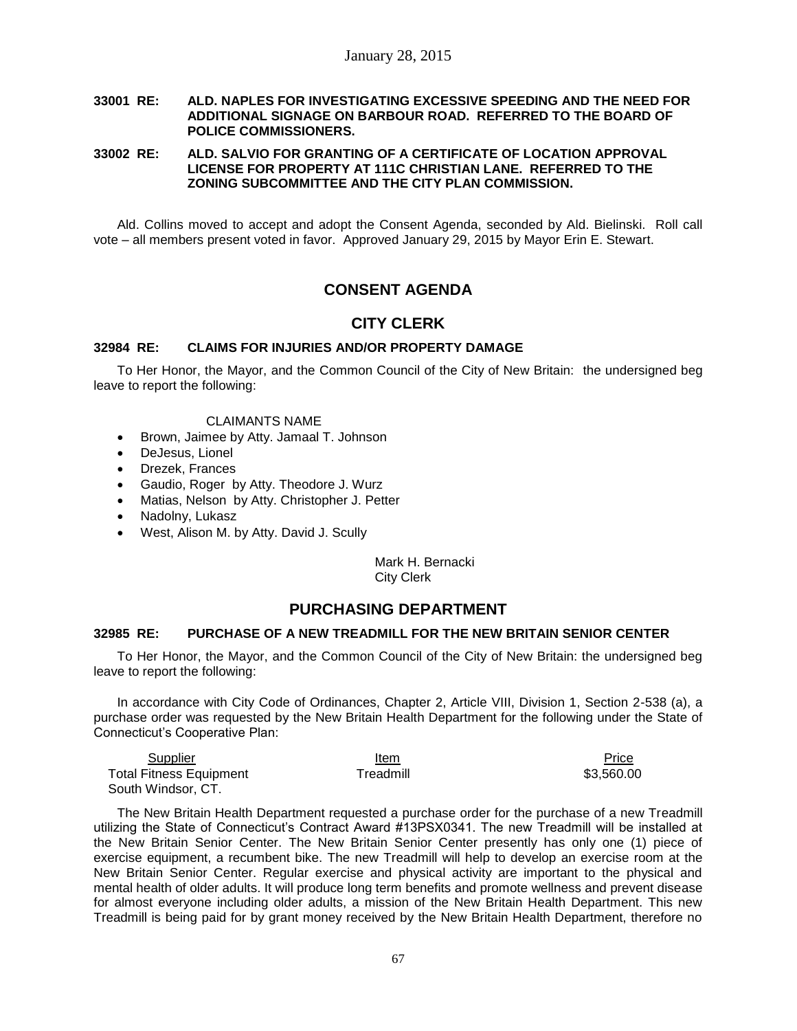**33001 RE: ALD. NAPLES FOR INVESTIGATING EXCESSIVE SPEEDING AND THE NEED FOR ADDITIONAL SIGNAGE ON BARBOUR ROAD. REFERRED TO THE BOARD OF POLICE COMMISSIONERS.**

**33002 RE: ALD. SALVIO FOR GRANTING OF A CERTIFICATE OF LOCATION APPROVAL LICENSE FOR PROPERTY AT 111C CHRISTIAN LANE. REFERRED TO THE ZONING SUBCOMMITTEE AND THE CITY PLAN COMMISSION.**

Ald. Collins moved to accept and adopt the Consent Agenda, seconded by Ald. Bielinski. Roll call vote – all members present voted in favor. Approved January 29, 2015 by Mayor Erin E. Stewart.

## CONSENT AGENDA

## CITY CLERK

**32984 RE: CLAIMS FOR INJURIES AND/OR PROPERTY DAMAGE**

To Her Honor, the Mayor, and the Common Council of the City of New Britain: the undersigned beg leave to report the following:

CLAIMANTS NAME

- Brown, Jaimee by Atty. Jamaal T. Johnson
- DeJesus, Lionel
- Drezek, Frances
- Gaudio, Roger by Atty. Theodore J. Wurz
- Matias, Nelson by Atty. Christopher J. Petter
- Nadolny, Lukasz
- West, Alison M. by Atty. David J. Scully

Mark H. Bernacki
City Clerk

## PURCHASING DEPARTMENT

**32985 RE: PURCHASE OF A NEW TREADMILL FOR THE NEW BRITAIN SENIOR CENTER**

To Her Honor, the Mayor, and the Common Council of the City of New Britain: the undersigned beg leave to report the following:

In accordance with City Code of Ordinances, Chapter 2, Article VIII, Division 1, Section 2-538 (a), a purchase order was requested by the New Britain Health Department for the following under the State of Connecticut's Cooperative Plan:

| Supplier | Item | Price |
|---|---|---|
| Total Fitness Equipment South Windsor, CT. | Treadmill | $3,560.00 |

The New Britain Health Department requested a purchase order for the purchase of a new Treadmill utilizing the State of Connecticut's Contract Award #13PSX0341. The new Treadmill will be installed at the New Britain Senior Center. The New Britain Senior Center presently has only one (1) piece of exercise equipment, a recumbent bike. The new Treadmill will help to develop an exercise room at the New Britain Senior Center. Regular exercise and physical activity are important to the physical and mental health of older adults. It will produce long term benefits and promote wellness and prevent disease for almost everyone including older adults, a mission of the New Britain Health Department. This new Treadmill is being paid for by grant money received by the New Britain Health Department, therefore no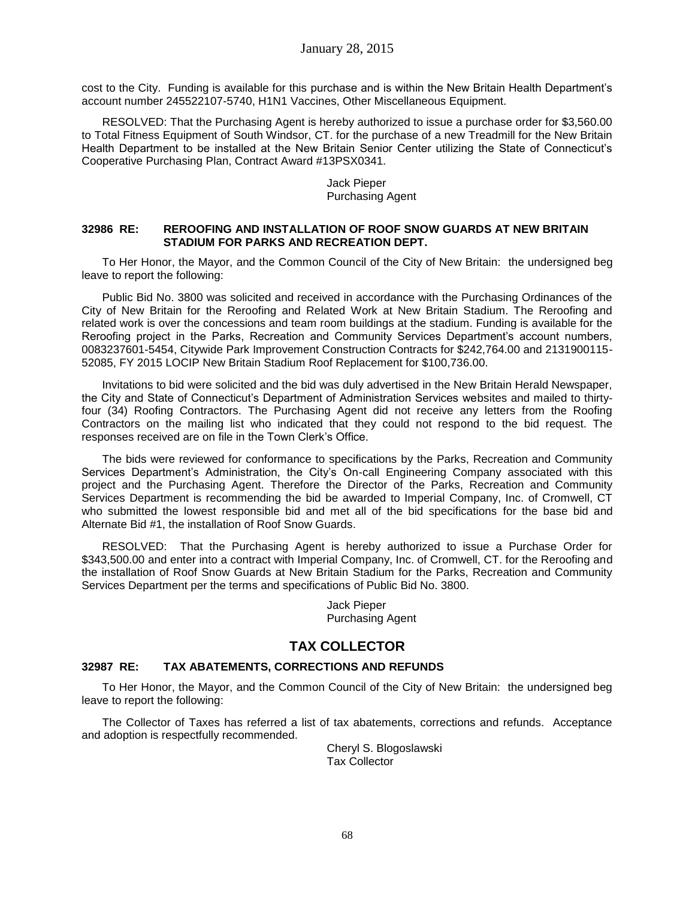cost to the City. Funding is available for this purchase and is within the New Britain Health Department's account number 245522107-5740, H1N1 Vaccines, Other Miscellaneous Equipment.

RESOLVED: That the Purchasing Agent is hereby authorized to issue a purchase order for $3,560.00 to Total Fitness Equipment of South Windsor, CT. for the purchase of a new Treadmill for the New Britain Health Department to be installed at the New Britain Senior Center utilizing the State of Connecticut's Cooperative Purchasing Plan, Contract Award #13PSX0341.

Jack Pieper
Purchasing Agent

**32986 RE: REROOFING AND INSTALLATION OF ROOF SNOW GUARDS AT NEW BRITAIN STADIUM FOR PARKS AND RECREATION DEPT.**

To Her Honor, the Mayor, and the Common Council of the City of New Britain: the undersigned beg leave to report the following:

Public Bid No. 3800 was solicited and received in accordance with the Purchasing Ordinances of the City of New Britain for the Reroofing and Related Work at New Britain Stadium. The Reroofing and related work is over the concessions and team room buildings at the stadium. Funding is available for the Reroofing project in the Parks, Recreation and Community Services Department's account numbers, 0083237601-5454, Citywide Park Improvement Construction Contracts for $242,764.00 and 2131900115-52085, FY 2015 LOCIP New Britain Stadium Roof Replacement for $100,736.00.

Invitations to bid were solicited and the bid was duly advertised in the New Britain Herald Newspaper, the City and State of Connecticut's Department of Administration Services websites and mailed to thirty-four (34) Roofing Contractors. The Purchasing Agent did not receive any letters from the Roofing Contractors on the mailing list who indicated that they could not respond to the bid request. The responses received are on file in the Town Clerk's Office.

The bids were reviewed for conformance to specifications by the Parks, Recreation and Community Services Department's Administration, the City's On-call Engineering Company associated with this project and the Purchasing Agent. Therefore the Director of the Parks, Recreation and Community Services Department is recommending the bid be awarded to Imperial Company, Inc. of Cromwell, CT who submitted the lowest responsible bid and met all of the bid specifications for the base bid and Alternate Bid #1, the installation of Roof Snow Guards.

RESOLVED: That the Purchasing Agent is hereby authorized to issue a Purchase Order for $343,500.00 and enter into a contract with Imperial Company, Inc. of Cromwell, CT. for the Reroofing and the installation of Roof Snow Guards at New Britain Stadium for the Parks, Recreation and Community Services Department per the terms and specifications of Public Bid No. 3800.

Jack Pieper
Purchasing Agent

## TAX COLLECTOR

**32987 RE: TAX ABATEMENTS, CORRECTIONS AND REFUNDS**

To Her Honor, the Mayor, and the Common Council of the City of New Britain: the undersigned beg leave to report the following:

The Collector of Taxes has referred a list of tax abatements, corrections and refunds. Acceptance and adoption is respectfully recommended.

Cheryl S. Blogoslawski
Tax Collector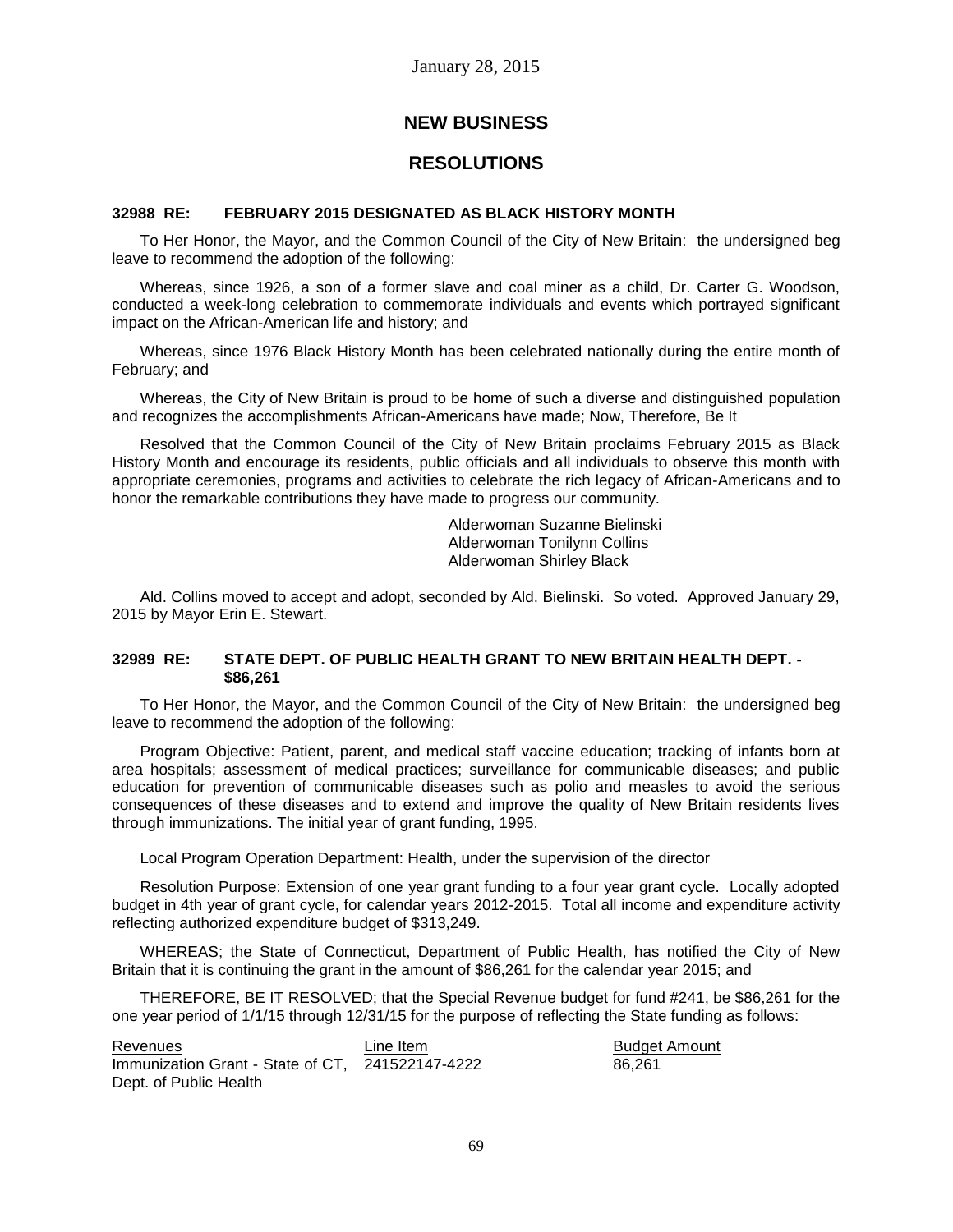January 28, 2015

## NEW BUSINESS

## RESOLUTIONS

### 32988 RE: FEBRUARY 2015 DESIGNATED AS BLACK HISTORY MONTH

To Her Honor, the Mayor, and the Common Council of the City of New Britain: the undersigned beg leave to recommend the adoption of the following:

Whereas, since 1926, a son of a former slave and coal miner as a child, Dr. Carter G. Woodson, conducted a week-long celebration to commemorate individuals and events which portrayed significant impact on the African-American life and history; and

Whereas, since 1976 Black History Month has been celebrated nationally during the entire month of February; and

Whereas, the City of New Britain is proud to be home of such a diverse and distinguished population and recognizes the accomplishments African-Americans have made; Now, Therefore, Be It

Resolved that the Common Council of the City of New Britain proclaims February 2015 as Black History Month and encourage its residents, public officials and all individuals to observe this month with appropriate ceremonies, programs and activities to celebrate the rich legacy of African-Americans and to honor the remarkable contributions they have made to progress our community.

Alderwoman Suzanne Bielinski
Alderwoman Tonilynn Collins
Alderwoman Shirley Black

Ald. Collins moved to accept and adopt, seconded by Ald. Bielinski. So voted. Approved January 29, 2015 by Mayor Erin E. Stewart.

### 32989 RE: STATE DEPT. OF PUBLIC HEALTH GRANT TO NEW BRITAIN HEALTH DEPT. - $86,261

To Her Honor, the Mayor, and the Common Council of the City of New Britain: the undersigned beg leave to recommend the adoption of the following:

Program Objective: Patient, parent, and medical staff vaccine education; tracking of infants born at area hospitals; assessment of medical practices; surveillance for communicable diseases; and public education for prevention of communicable diseases such as polio and measles to avoid the serious consequences of these diseases and to extend and improve the quality of New Britain residents lives through immunizations. The initial year of grant funding, 1995.

Local Program Operation Department: Health, under the supervision of the director

Resolution Purpose: Extension of one year grant funding to a four year grant cycle. Locally adopted budget in 4th year of grant cycle, for calendar years 2012-2015. Total all income and expenditure activity reflecting authorized expenditure budget of $313,249.

WHEREAS; the State of Connecticut, Department of Public Health, has notified the City of New Britain that it is continuing the grant in the amount of $86,261 for the calendar year 2015; and

THEREFORE, BE IT RESOLVED; that the Special Revenue budget for fund #241, be $86,261 for the one year period of 1/1/15 through 12/31/15 for the purpose of reflecting the State funding as follows:

| Revenues | Line Item | Budget Amount |
|---|---|---|
| Immunization Grant - State of CT, Dept. of Public Health | 241522147-4222 | 86,261 |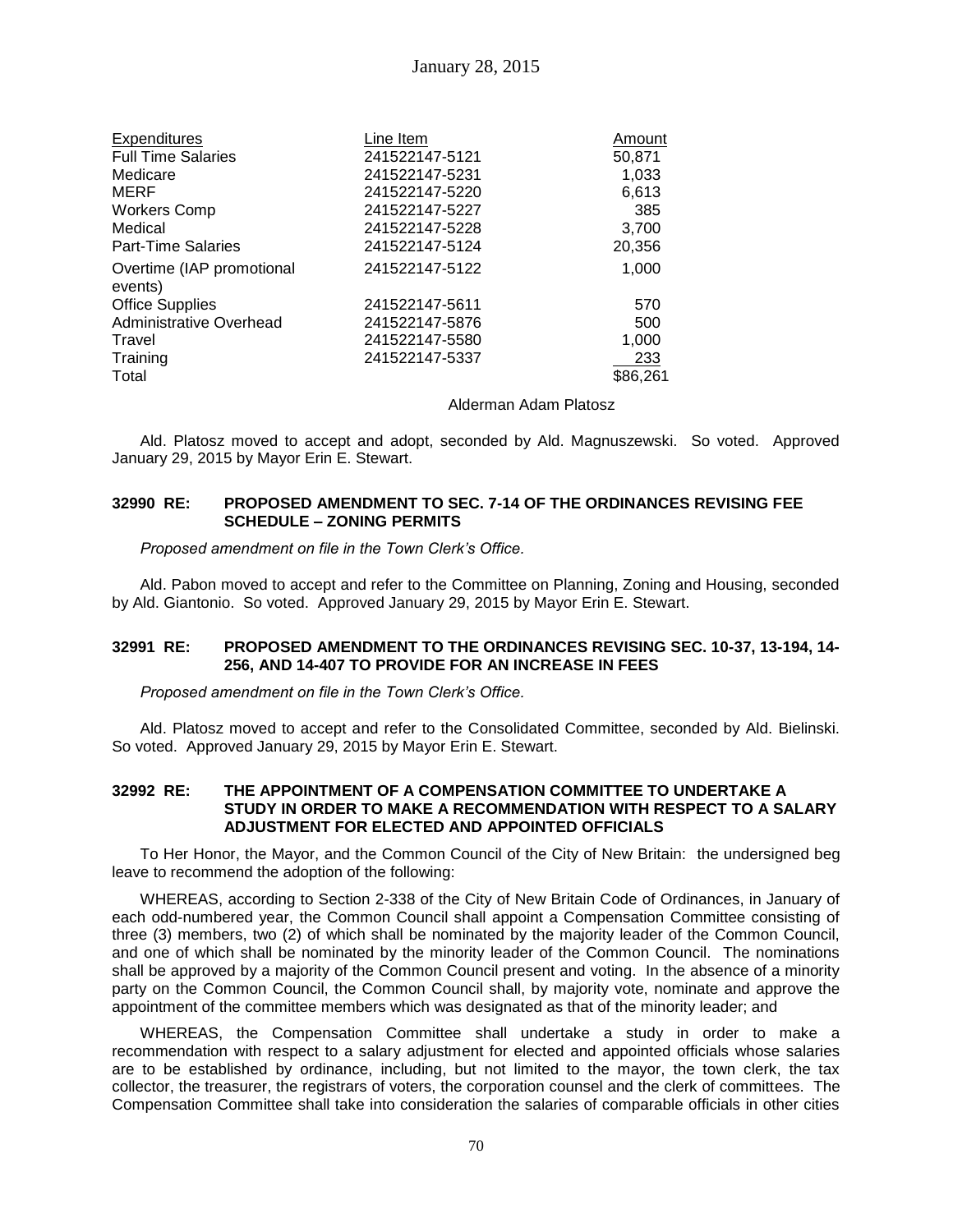| Expenditures | Line Item | Amount |
|---|---|---|
| Full Time Salaries | 241522147-5121 | 50,871 |
| Medicare | 241522147-5231 | 1,033 |
| MERF | 241522147-5220 | 6,613 |
| Workers Comp | 241522147-5227 | 385 |
| Medical | 241522147-5228 | 3,700 |
| Part-Time Salaries | 241522147-5124 | 20,356 |
| Overtime (IAP promotional events) | 241522147-5122 | 1,000 |
| Office Supplies | 241522147-5611 | 570 |
| Administrative Overhead | 241522147-5876 | 500 |
| Travel | 241522147-5580 | 1,000 |
| Training | 241522147-5337 | 233 |
| Total | | $86,261 |

Alderman Adam Platosz

Ald. Platosz moved to accept and adopt, seconded by Ald. Magnuszewski. So voted. Approved January 29, 2015 by Mayor Erin E. Stewart.

### 32990 RE: PROPOSED AMENDMENT TO SEC. 7-14 OF THE ORDINANCES REVISING FEE SCHEDULE – ZONING PERMITS

*Proposed amendment on file in the Town Clerk's Office.*

Ald. Pabon moved to accept and refer to the Committee on Planning, Zoning and Housing, seconded by Ald. Giantonio. So voted. Approved January 29, 2015 by Mayor Erin E. Stewart.

### 32991 RE: PROPOSED AMENDMENT TO THE ORDINANCES REVISING SEC. 10-37, 13-194, 14-256, AND 14-407 TO PROVIDE FOR AN INCREASE IN FEES

*Proposed amendment on file in the Town Clerk's Office.*

Ald. Platosz moved to accept and refer to the Consolidated Committee, seconded by Ald. Bielinski. So voted. Approved January 29, 2015 by Mayor Erin E. Stewart.

### 32992 RE: THE APPOINTMENT OF A COMPENSATION COMMITTEE TO UNDERTAKE A STUDY IN ORDER TO MAKE A RECOMMENDATION WITH RESPECT TO A SALARY ADJUSTMENT FOR ELECTED AND APPOINTED OFFICIALS

To Her Honor, the Mayor, and the Common Council of the City of New Britain: the undersigned beg leave to recommend the adoption of the following:

WHEREAS, according to Section 2-338 of the City of New Britain Code of Ordinances, in January of each odd-numbered year, the Common Council shall appoint a Compensation Committee consisting of three (3) members, two (2) of which shall be nominated by the majority leader of the Common Council, and one of which shall be nominated by the minority leader of the Common Council. The nominations shall be approved by a majority of the Common Council present and voting. In the absence of a minority party on the Common Council, the Common Council shall, by majority vote, nominate and approve the appointment of the committee members which was designated as that of the minority leader; and

WHEREAS, the Compensation Committee shall undertake a study in order to make a recommendation with respect to a salary adjustment for elected and appointed officials whose salaries are to be established by ordinance, including, but not limited to the mayor, the town clerk, the tax collector, the treasurer, the registrars of voters, the corporation counsel and the clerk of committees. The Compensation Committee shall take into consideration the salaries of comparable officials in other cities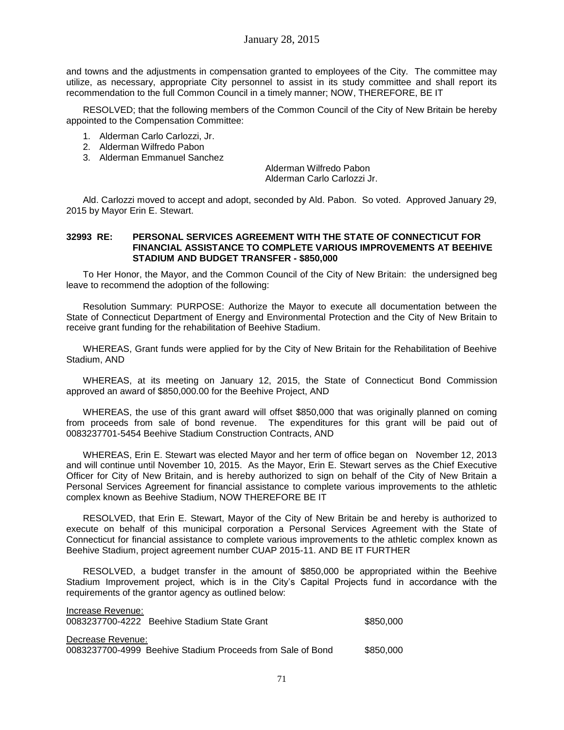and towns and the adjustments in compensation granted to employees of the City. The committee may utilize, as necessary, appropriate City personnel to assist in its study committee and shall report its recommendation to the full Common Council in a timely manner; NOW, THEREFORE, BE IT

RESOLVED; that the following members of the Common Council of the City of New Britain be hereby appointed to the Compensation Committee:

1. Alderman Carlo Carlozzi, Jr.
2. Alderman Wilfredo Pabon
3. Alderman Emmanuel Sanchez

Alderman Wilfredo Pabon
Alderman Carlo Carlozzi Jr.

Ald. Carlozzi moved to accept and adopt, seconded by Ald. Pabon. So voted. Approved January 29, 2015 by Mayor Erin E. Stewart.

**32993 RE: PERSONAL SERVICES AGREEMENT WITH THE STATE OF CONNECTICUT FOR FINANCIAL ASSISTANCE TO COMPLETE VARIOUS IMPROVEMENTS AT BEEHIVE STADIUM AND BUDGET TRANSFER - $850,000**

To Her Honor, the Mayor, and the Common Council of the City of New Britain: the undersigned beg leave to recommend the adoption of the following:

Resolution Summary: PURPOSE: Authorize the Mayor to execute all documentation between the State of Connecticut Department of Energy and Environmental Protection and the City of New Britain to receive grant funding for the rehabilitation of Beehive Stadium.

WHEREAS, Grant funds were applied for by the City of New Britain for the Rehabilitation of Beehive Stadium, AND

WHEREAS, at its meeting on January 12, 2015, the State of Connecticut Bond Commission approved an award of $850,000.00 for the Beehive Project, AND

WHEREAS, the use of this grant award will offset $850,000 that was originally planned on coming from proceeds from sale of bond revenue. The expenditures for this grant will be paid out of 0083237701-5454 Beehive Stadium Construction Contracts, AND

WHEREAS, Erin E. Stewart was elected Mayor and her term of office began on November 12, 2013 and will continue until November 10, 2015. As the Mayor, Erin E. Stewart serves as the Chief Executive Officer for City of New Britain, and is hereby authorized to sign on behalf of the City of New Britain a Personal Services Agreement for financial assistance to complete various improvements to the athletic complex known as Beehive Stadium, NOW THEREFORE BE IT

RESOLVED, that Erin E. Stewart, Mayor of the City of New Britain be and hereby is authorized to execute on behalf of this municipal corporation a Personal Services Agreement with the State of Connecticut for financial assistance to complete various improvements to the athletic complex known as Beehive Stadium, project agreement number CUAP 2015-11. AND BE IT FURTHER

RESOLVED, a budget transfer in the amount of $850,000 be appropriated within the Beehive Stadium Improvement project, which is in the City's Capital Projects fund in accordance with the requirements of the grantor agency as outlined below:

| | |
|---|---|
| Increase Revenue: | |
| 0083237700-4222 Beehive Stadium State Grant | $850,000 |
| Decrease Revenue: | |
| 0083237700-4999 Beehive Stadium Proceeds from Sale of Bond | $850,000 |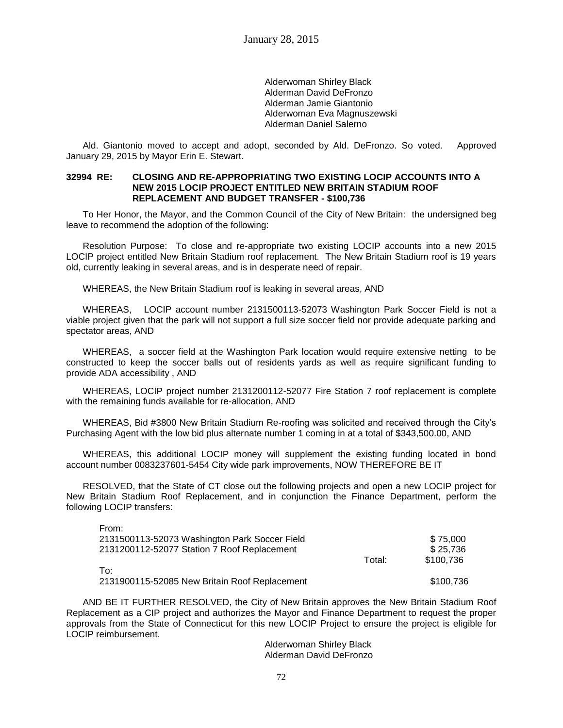Alderwoman Shirley Black
Alderman David DeFronzo
Alderman Jamie Giantonio
Alderwoman Eva Magnuszewski
Alderman Daniel Salerno

Ald. Giantonio moved to accept and adopt, seconded by Ald. DeFronzo. So voted. Approved January 29, 2015 by Mayor Erin E. Stewart.

**32994 RE: CLOSING AND RE-APPROPRIATING TWO EXISTING LOCIP ACCOUNTS INTO A NEW 2015 LOCIP PROJECT ENTITLED NEW BRITAIN STADIUM ROOF REPLACEMENT AND BUDGET TRANSFER - $100,736**

To Her Honor, the Mayor, and the Common Council of the City of New Britain: the undersigned beg leave to recommend the adoption of the following:

Resolution Purpose: To close and re-appropriate two existing LOCIP accounts into a new 2015 LOCIP project entitled New Britain Stadium roof replacement. The New Britain Stadium roof is 19 years old, currently leaking in several areas, and is in desperate need of repair.

WHEREAS, the New Britain Stadium roof is leaking in several areas, AND

WHEREAS, LOCIP account number 2131500113-52073 Washington Park Soccer Field is not a viable project given that the park will not support a full size soccer field nor provide adequate parking and spectator areas, AND

WHEREAS, a soccer field at the Washington Park location would require extensive netting to be constructed to keep the soccer balls out of residents yards as well as require significant funding to provide ADA accessibility , AND

WHEREAS, LOCIP project number 2131200112-52077 Fire Station 7 roof replacement is complete with the remaining funds available for re-allocation, AND

WHEREAS, Bid #3800 New Britain Stadium Re-roofing was solicited and received through the City's Purchasing Agent with the low bid plus alternate number 1 coming in at a total of $343,500.00, AND

WHEREAS, this additional LOCIP money will supplement the existing funding located in bond account number 0083237601-5454 City wide park improvements, NOW THEREFORE BE IT

RESOLVED, that the State of CT close out the following projects and open a new LOCIP project for New Britain Stadium Roof Replacement, and in conjunction the Finance Department, perform the following LOCIP transfers:

| | | |
|---|---|---|
| From: | | |
| 2131500113-52073 Washington Park Soccer Field | | $ 75,000 |
| 2131200112-52077 Station 7 Roof Replacement | | $ 25,736 |
| | Total: | $100,736 |
| To: | | |
| 2131900115-52085 New Britain Roof Replacement | | $100,736 |

AND BE IT FURTHER RESOLVED, the City of New Britain approves the New Britain Stadium Roof Replacement as a CIP project and authorizes the Mayor and Finance Department to request the proper approvals from the State of Connecticut for this new LOCIP Project to ensure the project is eligible for LOCIP reimbursement.

Alderwoman Shirley Black
Alderman David DeFronzo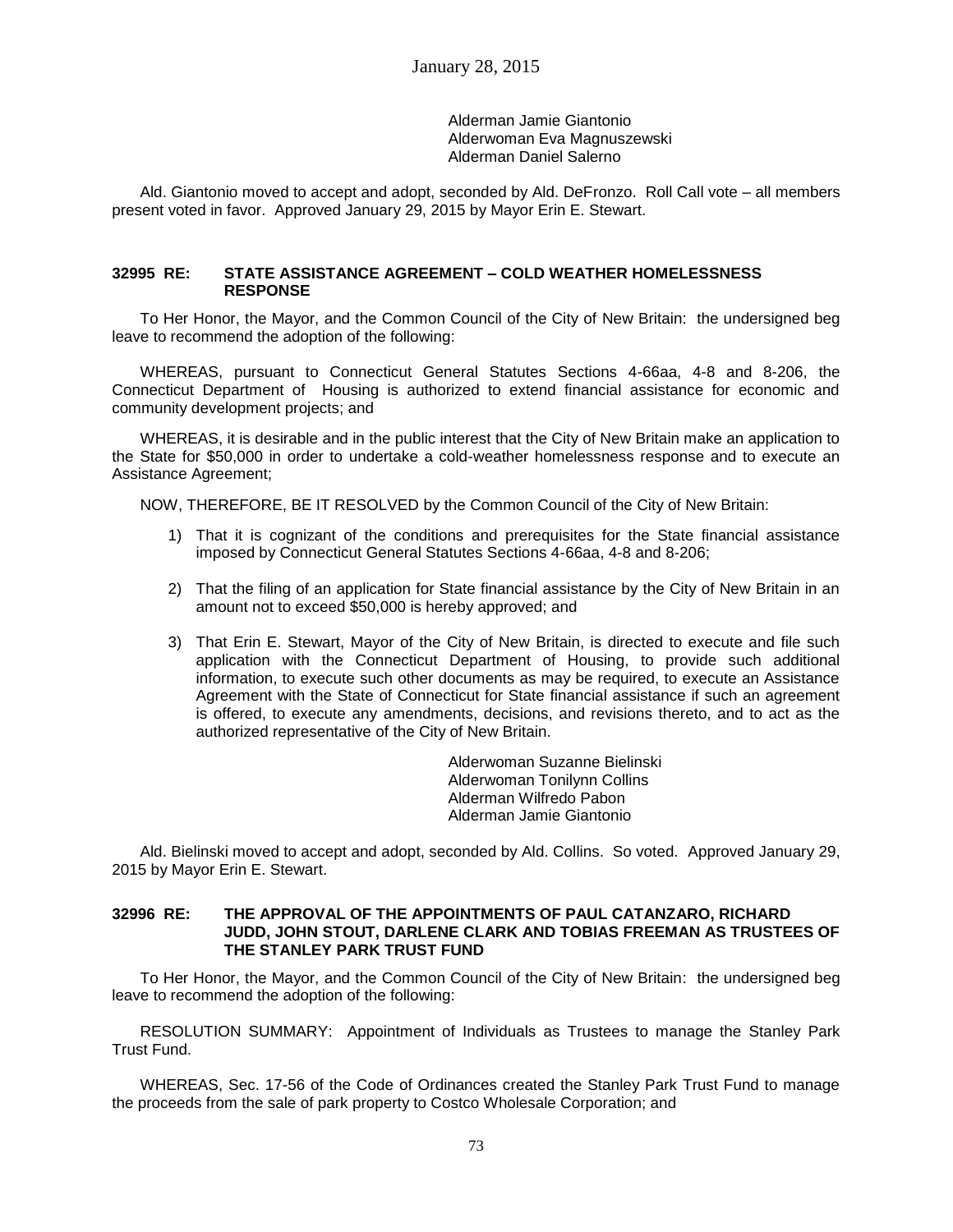Alderman Jamie Giantonio
Alderwoman Eva Magnuszewski
Alderman Daniel Salerno

Ald. Giantonio moved to accept and adopt, seconded by Ald. DeFronzo. Roll Call vote – all members present voted in favor. Approved January 29, 2015 by Mayor Erin E. Stewart.

**32995 RE: STATE ASSISTANCE AGREEMENT – COLD WEATHER HOMELESSNESS RESPONSE**

To Her Honor, the Mayor, and the Common Council of the City of New Britain: the undersigned beg leave to recommend the adoption of the following:

WHEREAS, pursuant to Connecticut General Statutes Sections 4-66aa, 4-8 and 8-206, the Connecticut Department of Housing is authorized to extend financial assistance for economic and community development projects; and

WHEREAS, it is desirable and in the public interest that the City of New Britain make an application to the State for $50,000 in order to undertake a cold-weather homelessness response and to execute an Assistance Agreement;

NOW, THEREFORE, BE IT RESOLVED by the Common Council of the City of New Britain:

1) That it is cognizant of the conditions and prerequisites for the State financial assistance imposed by Connecticut General Statutes Sections 4-66aa, 4-8 and 8-206;

2) That the filing of an application for State financial assistance by the City of New Britain in an amount not to exceed $50,000 is hereby approved; and

3) That Erin E. Stewart, Mayor of the City of New Britain, is directed to execute and file such application with the Connecticut Department of Housing, to provide such additional information, to execute such other documents as may be required, to execute an Assistance Agreement with the State of Connecticut for State financial assistance if such an agreement is offered, to execute any amendments, decisions, and revisions thereto, and to act as the authorized representative of the City of New Britain.

Alderwoman Suzanne Bielinski
Alderwoman Tonilynn Collins
Alderman Wilfredo Pabon
Alderman Jamie Giantonio

Ald. Bielinski moved to accept and adopt, seconded by Ald. Collins. So voted. Approved January 29, 2015 by Mayor Erin E. Stewart.

**32996 RE: THE APPROVAL OF THE APPOINTMENTS OF PAUL CATANZARO, RICHARD JUDD, JOHN STOUT, DARLENE CLARK AND TOBIAS FREEMAN AS TRUSTEES OF THE STANLEY PARK TRUST FUND**

To Her Honor, the Mayor, and the Common Council of the City of New Britain: the undersigned beg leave to recommend the adoption of the following:

RESOLUTION SUMMARY: Appointment of Individuals as Trustees to manage the Stanley Park Trust Fund.

WHEREAS, Sec. 17-56 of the Code of Ordinances created the Stanley Park Trust Fund to manage the proceeds from the sale of park property to Costco Wholesale Corporation; and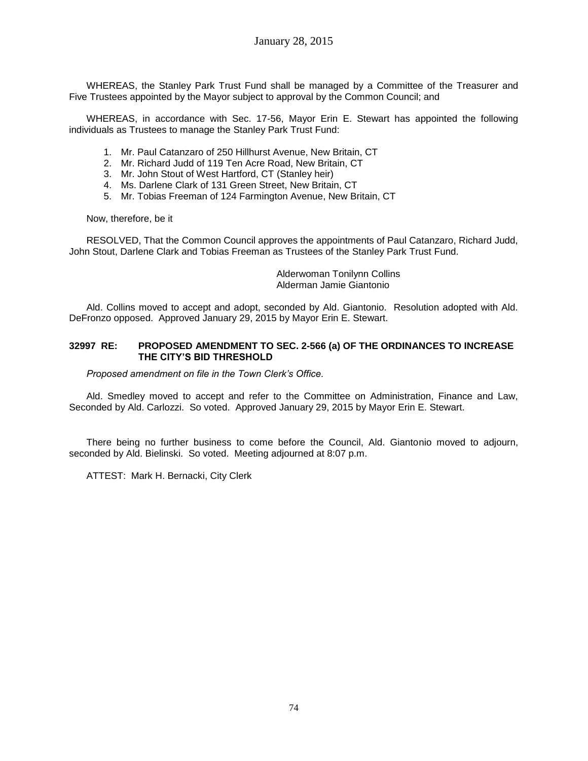WHEREAS, the Stanley Park Trust Fund shall be managed by a Committee of the Treasurer and Five Trustees appointed by the Mayor subject to approval by the Common Council; and

WHEREAS, in accordance with Sec. 17-56, Mayor Erin E. Stewart has appointed the following individuals as Trustees to manage the Stanley Park Trust Fund:

1. Mr. Paul Catanzaro of 250 Hillhurst Avenue, New Britain, CT
2. Mr. Richard Judd of 119 Ten Acre Road, New Britain, CT
3. Mr. John Stout of West Hartford, CT (Stanley heir)
4. Ms. Darlene Clark of 131 Green Street, New Britain, CT
5. Mr. Tobias Freeman of 124 Farmington Avenue, New Britain, CT

Now, therefore, be it

RESOLVED, That the Common Council approves the appointments of Paul Catanzaro, Richard Judd, John Stout, Darlene Clark and Tobias Freeman as Trustees of the Stanley Park Trust Fund.

Alderwoman Tonilynn Collins
Alderman Jamie Giantonio

Ald. Collins moved to accept and adopt, seconded by Ald. Giantonio. Resolution adopted with Ald. DeFronzo opposed. Approved January 29, 2015 by Mayor Erin E. Stewart.

### 32997 RE: PROPOSED AMENDMENT TO SEC. 2-566 (a) OF THE ORDINANCES TO INCREASE THE CITY'S BID THRESHOLD

*Proposed amendment on file in the Town Clerk's Office.*

Ald. Smedley moved to accept and refer to the Committee on Administration, Finance and Law, Seconded by Ald. Carlozzi. So voted. Approved January 29, 2015 by Mayor Erin E. Stewart.

There being no further business to come before the Council, Ald. Giantonio moved to adjourn, seconded by Ald. Bielinski. So voted. Meeting adjourned at 8:07 p.m.

ATTEST: Mark H. Bernacki, City Clerk